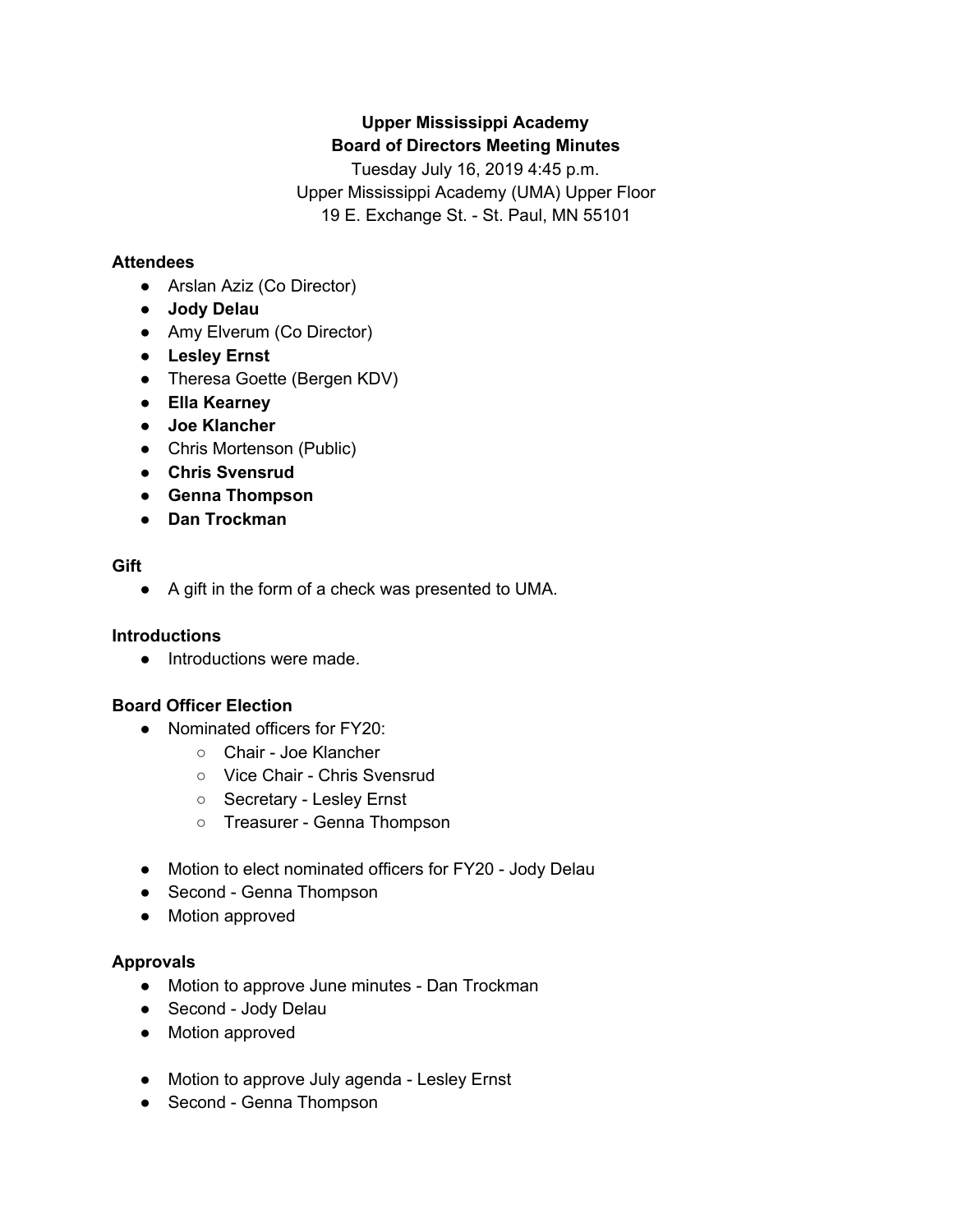**Upper Mississippi Academy**
**Board of Directors Meeting Minutes**

Tuesday July 16, 2019 4:45 p.m.
Upper Mississippi Academy (UMA) Upper Floor
19 E. Exchange St. - St. Paul, MN 55101

### Attendees

- Arslan Aziz (Co Director)
- **Jody Delau**
- Amy Elverum (Co Director)
- **Lesley Ernst**
- Theresa Goette (Bergen KDV)
- **Ella Kearney**
- **Joe Klancher**
- Chris Mortenson (Public)
- **Chris Svensrud**
- **Genna Thompson**
- **Dan Trockman**

### Gift

- A gift in the form of a check was presented to UMA.

### Introductions

- Introductions were made.

### Board Officer Election

- Nominated officers for FY20:
  - Chair - Joe Klancher
  - Vice Chair - Chris Svensrud
  - Secretary - Lesley Ernst
  - Treasurer - Genna Thompson

- Motion to elect nominated officers for FY20 - Jody Delau
- Second - Genna Thompson
- Motion approved

### Approvals

- Motion to approve June minutes - Dan Trockman
- Second - Jody Delau
- Motion approved

- Motion to approve July agenda - Lesley Ernst
- Second - Genna Thompson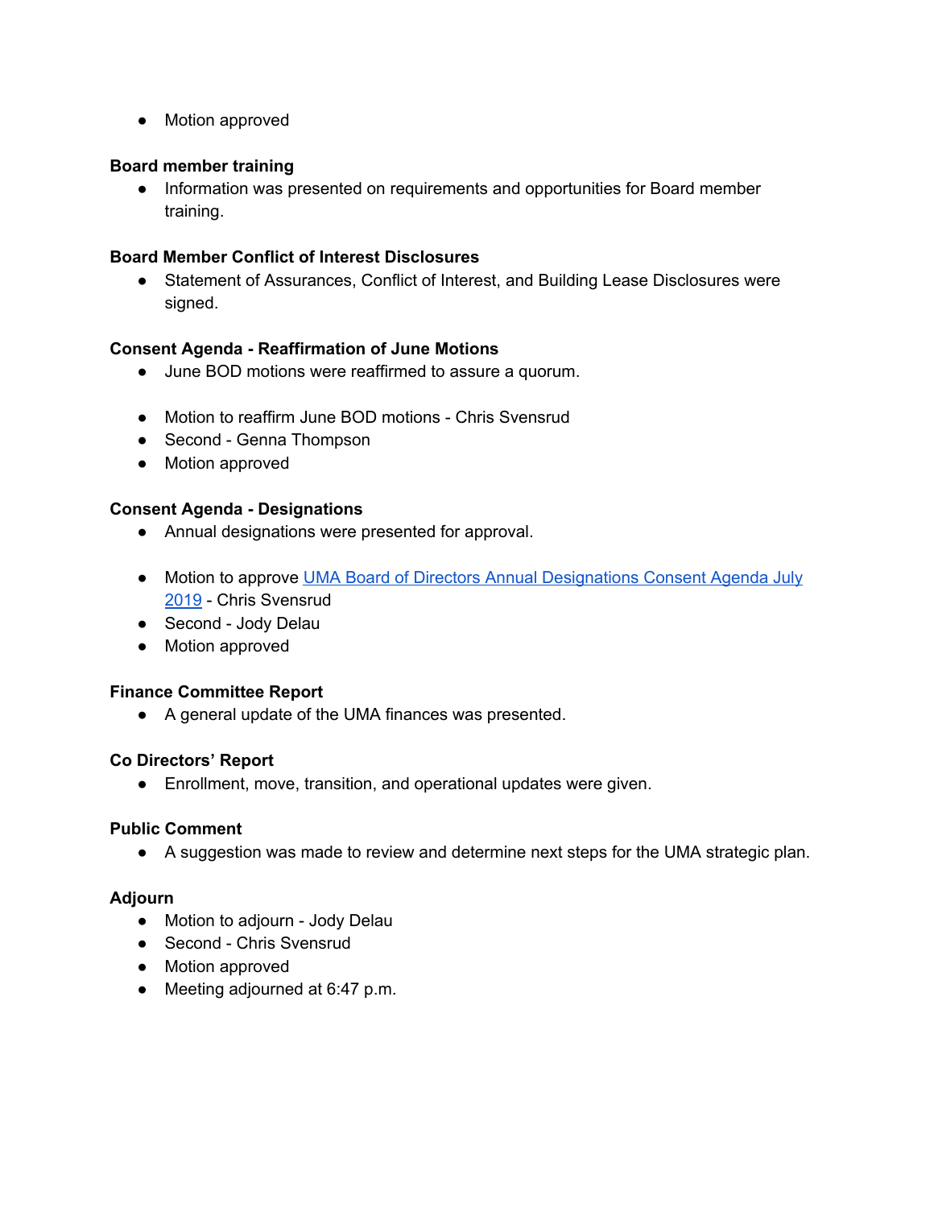- Motion approved

**Board member training**

- Information was presented on requirements and opportunities for Board member training.

**Board Member Conflict of Interest Disclosures**

- Statement of Assurances, Conflict of Interest, and Building Lease Disclosures were signed.

**Consent Agenda - Reaffirmation of June Motions**

- June BOD motions were reaffirmed to assure a quorum.

- Motion to reaffirm June BOD motions - Chris Svensrud
- Second - Genna Thompson
- Motion approved

**Consent Agenda - Designations**

- Annual designations were presented for approval.

- Motion to approve UMA Board of Directors Annual Designations Consent Agenda July 2019 - Chris Svensrud
- Second - Jody Delau
- Motion approved

**Finance Committee Report**

- A general update of the UMA finances was presented.

**Co Directors' Report**

- Enrollment, move, transition, and operational updates were given.

**Public Comment**

- A suggestion was made to review and determine next steps for the UMA strategic plan.

**Adjourn**

- Motion to adjourn - Jody Delau
- Second - Chris Svensrud
- Motion approved
- Meeting adjourned at 6:47 p.m.